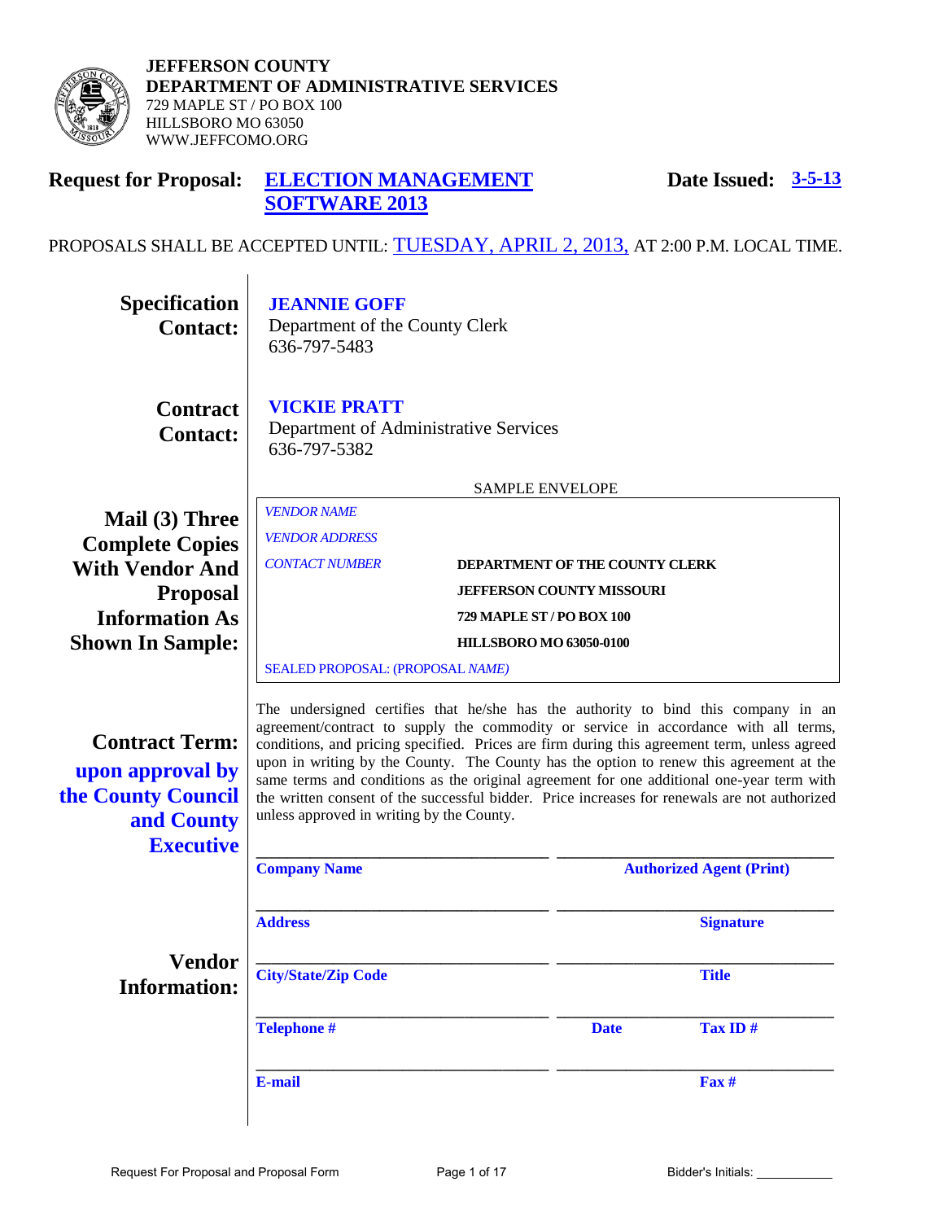**JEFFERSON COUNTY**
**DEPARTMENT OF ADMINISTRATIVE SERVICES**
729 MAPLE ST / PO BOX 100
HILLSBORO MO 63050
WWW.JEFFCOMO.ORG

## Request for Proposal: ELECTION MANAGEMENT SOFTWARE 2013

**Date Issued: 3-5-13**

PROPOSALS SHALL BE ACCEPTED UNTIL: TUESDAY, APRIL 2, 2013, AT 2:00 P.M. LOCAL TIME.

**Specification Contact:**
**JEANNIE GOFF**
Department of the County Clerk
636-797-5483

**Contract Contact:**
**VICKIE PRATT**
Department of Administrative Services
636-797-5382

**Mail (3) Three Complete Copies With Vendor And Proposal Information As Shown In Sample:**

SAMPLE ENVELOPE

*VENDOR NAME*
*VENDOR ADDRESS*
*CONTACT NUMBER*

**DEPARTMENT OF THE COUNTY CLERK**
**JEFFERSON COUNTY MISSOURI**
**729 MAPLE ST / PO BOX 100**
**HILLSBORO MO 63050-0100**

SEALED PROPOSAL: (PROPOSAL *NAME)*

**Contract Term:** **upon approval by the County Council and County Executive**

The undersigned certifies that he/she has the authority to bind this company in an agreement/contract to supply the commodity or service in accordance with all terms, conditions, and pricing specified. Prices are firm during this agreement term, unless agreed upon in writing by the County. The County has the option to renew this agreement at the same terms and conditions as the original agreement for one additional one-year term with the written consent of the successful bidder. Price increases for renewals are not authorized unless approved in writing by the County.

**Vendor Information:**

| | |
|---|---|
| \_\_\_\_\_\_\_\_\_\_\_\_\_\_\_\_\_\_\_\_ **Company Name** | \_\_\_\_\_\_\_\_\_\_\_\_\_\_\_\_\_\_\_\_ **Authorized Agent (Print)** |
| \_\_\_\_\_\_\_\_\_\_\_\_\_\_\_\_\_\_\_\_ **Address** | \_\_\_\_\_\_\_\_\_\_\_\_\_\_\_\_\_\_\_\_ **Signature** |
| \_\_\_\_\_\_\_\_\_\_\_\_\_\_\_\_\_\_\_\_ **City/State/Zip Code** | \_\_\_\_\_\_\_\_\_\_\_\_\_\_\_\_\_\_\_\_ **Title** |
| \_\_\_\_\_\_\_\_\_\_\_\_\_\_\_\_\_\_\_\_ **Telephone #** | \_\_\_\_\_\_\_\_\_\_\_\_\_\_\_\_\_\_\_\_ **Date** **Tax ID #** |
| \_\_\_\_\_\_\_\_\_\_\_\_\_\_\_\_\_\_\_\_ **E-mail** | \_\_\_\_\_\_\_\_\_\_\_\_\_\_\_\_\_\_\_\_ **Fax #** |

Request For Proposal and Proposal Form

Bidder's Initials: \_\_\_\_\_\_\_\_\_\_\_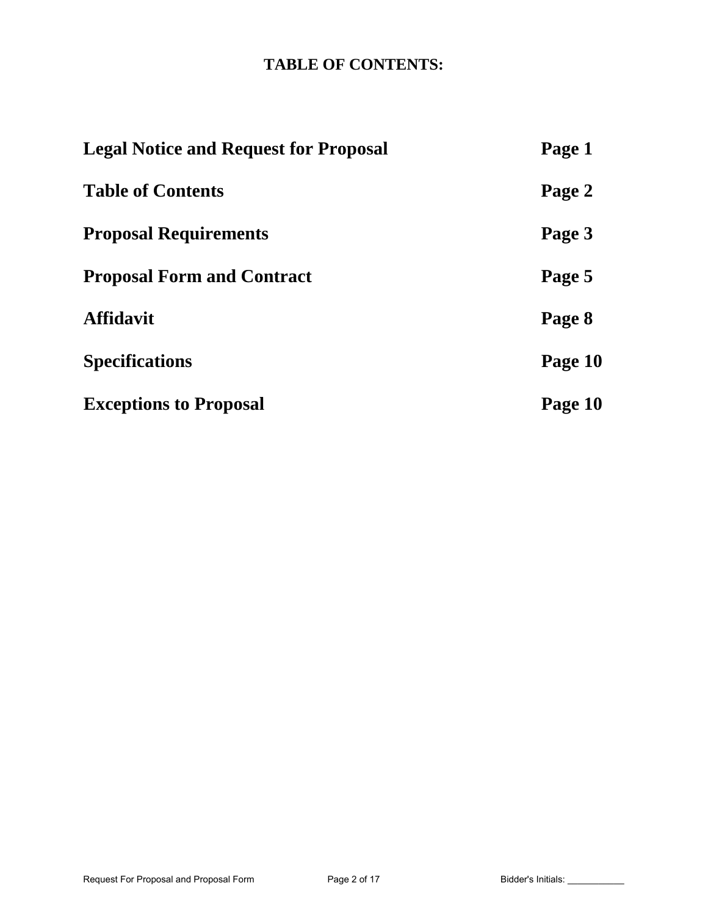# TABLE OF CONTENTS:

| | |
|---|---|
| **Legal Notice and Request for Proposal** | **Page 1** |
| **Table of Contents** | **Page 2** |
| **Proposal Requirements** | **Page 3** |
| **Proposal Form and Contract** | **Page 5** |
| **Affidavit** | **Page 8** |
| **Specifications** | **Page 10** |
| **Exceptions to Proposal** | **Page 10** |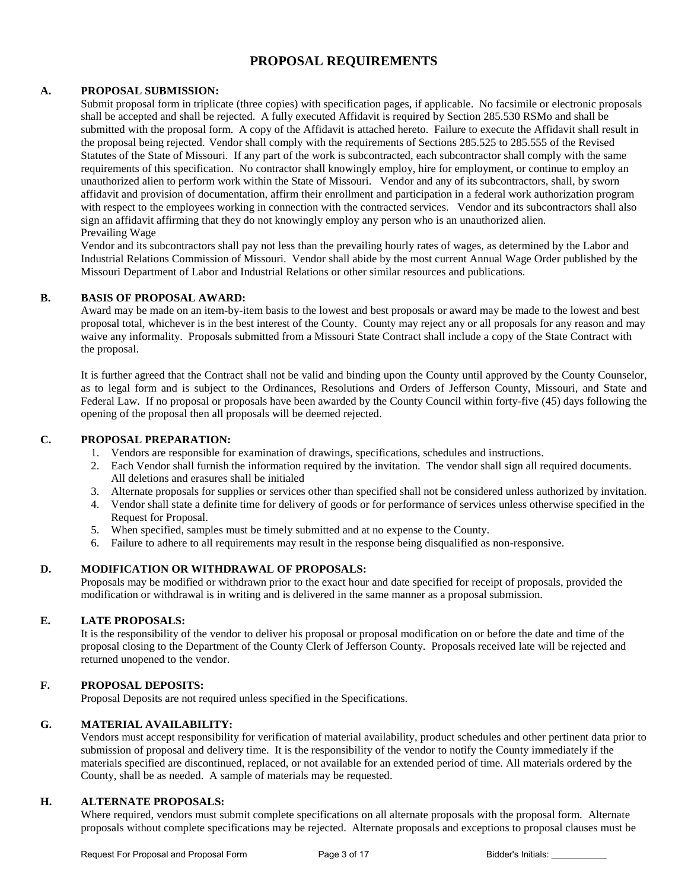# PROPOSAL REQUIREMENTS

**A. PROPOSAL SUBMISSION:**

Submit proposal form in triplicate (three copies) with specification pages, if applicable. No facsimile or electronic proposals shall be accepted and shall be rejected. A fully executed Affidavit is required by Section 285.530 RSMo and shall be submitted with the proposal form. A copy of the Affidavit is attached hereto. Failure to execute the Affidavit shall result in the proposal being rejected. Vendor shall comply with the requirements of Sections 285.525 to 285.555 of the Revised Statutes of the State of Missouri. If any part of the work is subcontracted, each subcontractor shall comply with the same requirements of this specification. No contractor shall knowingly employ, hire for employment, or continue to employ an unauthorized alien to perform work within the State of Missouri. Vendor and any of its subcontractors, shall, by sworn affidavit and provision of documentation, affirm their enrollment and participation in a federal work authorization program with respect to the employees working in connection with the contracted services. Vendor and its subcontractors shall also sign an affidavit affirming that they do not knowingly employ any person who is an unauthorized alien.

Prevailing Wage

Vendor and its subcontractors shall pay not less than the prevailing hourly rates of wages, as determined by the Labor and Industrial Relations Commission of Missouri. Vendor shall abide by the most current Annual Wage Order published by the Missouri Department of Labor and Industrial Relations or other similar resources and publications.

**B. BASIS OF PROPOSAL AWARD:**

Award may be made on an item-by-item basis to the lowest and best proposals or award may be made to the lowest and best proposal total, whichever is in the best interest of the County. County may reject any or all proposals for any reason and may waive any informality. Proposals submitted from a Missouri State Contract shall include a copy of the State Contract with the proposal.

It is further agreed that the Contract shall not be valid and binding upon the County until approved by the County Counselor, as to legal form and is subject to the Ordinances, Resolutions and Orders of Jefferson County, Missouri, and State and Federal Law. If no proposal or proposals have been awarded by the County Council within forty-five (45) days following the opening of the proposal then all proposals will be deemed rejected.

**C. PROPOSAL PREPARATION:**

1. Vendors are responsible for examination of drawings, specifications, schedules and instructions.
2. Each Vendor shall furnish the information required by the invitation. The vendor shall sign all required documents. All deletions and erasures shall be initialed
3. Alternate proposals for supplies or services other than specified shall not be considered unless authorized by invitation.
4. Vendor shall state a definite time for delivery of goods or for performance of services unless otherwise specified in the Request for Proposal.
5. When specified, samples must be timely submitted and at no expense to the County.
6. Failure to adhere to all requirements may result in the response being disqualified as non-responsive.

**D. MODIFICATION OR WITHDRAWAL OF PROPOSALS:**

Proposals may be modified or withdrawn prior to the exact hour and date specified for receipt of proposals, provided the modification or withdrawal is in writing and is delivered in the same manner as a proposal submission.

**E. LATE PROPOSALS:**

It is the responsibility of the vendor to deliver his proposal or proposal modification on or before the date and time of the proposal closing to the Department of the County Clerk of Jefferson County. Proposals received late will be rejected and returned unopened to the vendor.

**F. PROPOSAL DEPOSITS:**

Proposal Deposits are not required unless specified in the Specifications.

**G. MATERIAL AVAILABILITY:**

Vendors must accept responsibility for verification of material availability, product schedules and other pertinent data prior to submission of proposal and delivery time. It is the responsibility of the vendor to notify the County immediately if the materials specified are discontinued, replaced, or not available for an extended period of time. All materials ordered by the County, shall be as needed. A sample of materials may be requested.

**H. ALTERNATE PROPOSALS:**

Where required, vendors must submit complete specifications on all alternate proposals with the proposal form. Alternate proposals without complete specifications may be rejected. Alternate proposals and exceptions to proposal clauses must be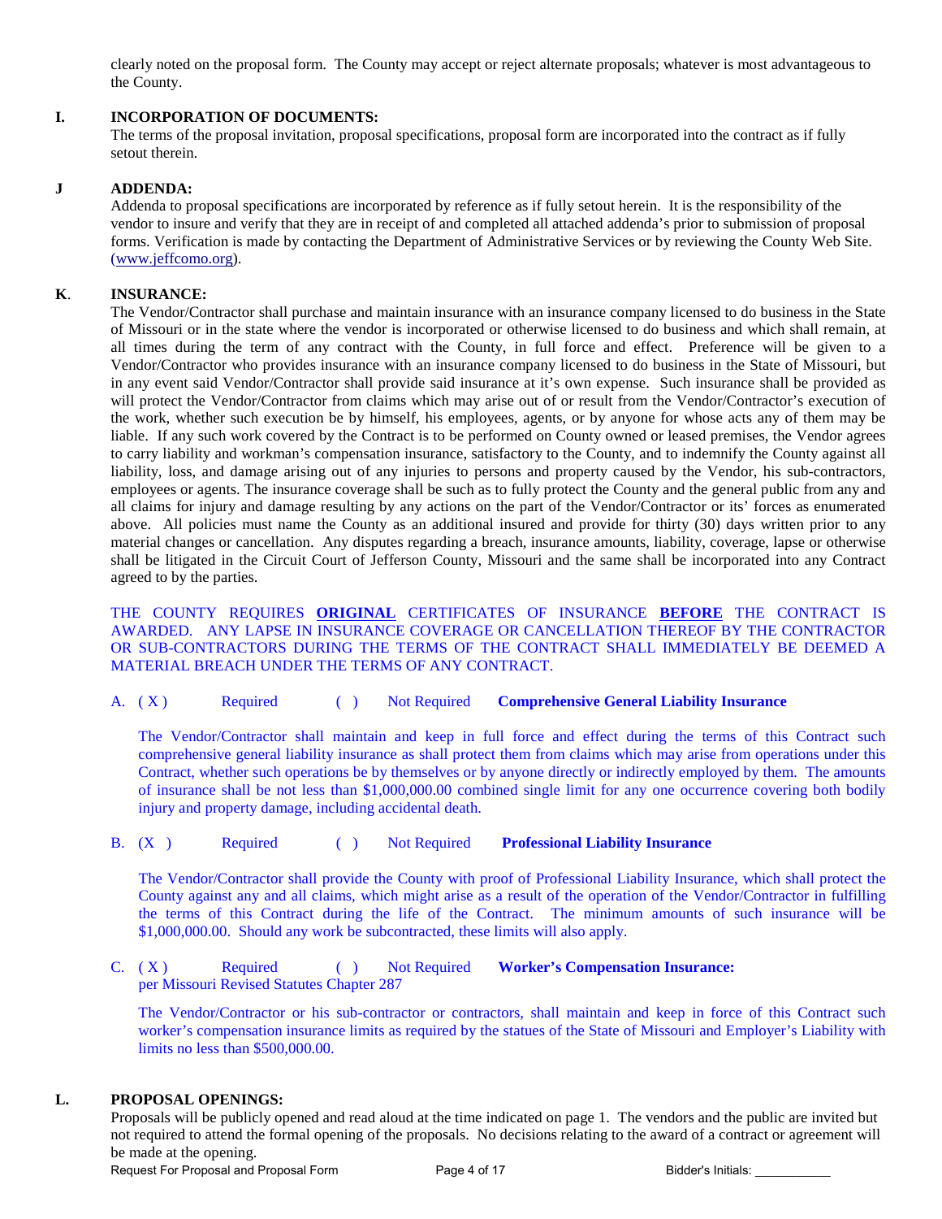clearly noted on the proposal form. The County may accept or reject alternate proposals; whatever is most advantageous to the County.

**I. INCORPORATION OF DOCUMENTS:**

The terms of the proposal invitation, proposal specifications, proposal form are incorporated into the contract as if fully setout therein.

**J ADDENDA:**

Addenda to proposal specifications are incorporated by reference as if fully setout herein. It is the responsibility of the vendor to insure and verify that they are in receipt of and completed all attached addenda's prior to submission of proposal forms. Verification is made by contacting the Department of Administrative Services or by reviewing the County Web Site. (www.jeffcomo.org).

**K. INSURANCE:**

The Vendor/Contractor shall purchase and maintain insurance with an insurance company licensed to do business in the State of Missouri or in the state where the vendor is incorporated or otherwise licensed to do business and which shall remain, at all times during the term of any contract with the County, in full force and effect. Preference will be given to a Vendor/Contractor who provides insurance with an insurance company licensed to do business in the State of Missouri, but in any event said Vendor/Contractor shall provide said insurance at it's own expense. Such insurance shall be provided as will protect the Vendor/Contractor from claims which may arise out of or result from the Vendor/Contractor's execution of the work, whether such execution be by himself, his employees, agents, or by anyone for whose acts any of them may be liable. If any such work covered by the Contract is to be performed on County owned or leased premises, the Vendor agrees to carry liability and workman's compensation insurance, satisfactory to the County, and to indemnify the County against all liability, loss, and damage arising out of any injuries to persons and property caused by the Vendor, his sub-contractors, employees or agents. The insurance coverage shall be such as to fully protect the County and the general public from any and all claims for injury and damage resulting by any actions on the part of the Vendor/Contractor or its' forces as enumerated above. All policies must name the County as an additional insured and provide for thirty (30) days written prior to any material changes or cancellation. Any disputes regarding a breach, insurance amounts, liability, coverage, lapse or otherwise shall be litigated in the Circuit Court of Jefferson County, Missouri and the same shall be incorporated into any Contract agreed to by the parties.

THE COUNTY REQUIRES **ORIGINAL** CERTIFICATES OF INSURANCE **BEFORE** THE CONTRACT IS AWARDED. ANY LAPSE IN INSURANCE COVERAGE OR CANCELLATION THEREOF BY THE CONTRACTOR OR SUB-CONTRACTORS DURING THE TERMS OF THE CONTRACT SHALL IMMEDIATELY BE DEEMED A MATERIAL BREACH UNDER THE TERMS OF ANY CONTRACT.

A. ( X ) Required ( ) Not Required **Comprehensive General Liability Insurance**

The Vendor/Contractor shall maintain and keep in full force and effect during the terms of this Contract such comprehensive general liability insurance as shall protect them from claims which may arise from operations under this Contract, whether such operations be by themselves or by anyone directly or indirectly employed by them. The amounts of insurance shall be not less than $1,000,000.00 combined single limit for any one occurrence covering both bodily injury and property damage, including accidental death.

B. (X ) Required ( ) Not Required **Professional Liability Insurance**

The Vendor/Contractor shall provide the County with proof of Professional Liability Insurance, which shall protect the County against any and all claims, which might arise as a result of the operation of the Vendor/Contractor in fulfilling the terms of this Contract during the life of the Contract. The minimum amounts of such insurance will be $1,000,000.00. Should any work be subcontracted, these limits will also apply.

C. ( X ) Required ( ) Not Required **Worker's Compensation Insurance:** per Missouri Revised Statutes Chapter 287

The Vendor/Contractor or his sub-contractor or contractors, shall maintain and keep in force of this Contract such worker's compensation insurance limits as required by the statues of the State of Missouri and Employer's Liability with limits no less than $500,000.00.

**L. PROPOSAL OPENINGS:**

Proposals will be publicly opened and read aloud at the time indicated on page 1. The vendors and the public are invited but not required to attend the formal opening of the proposals. No decisions relating to the award of a contract or agreement will be made at the opening.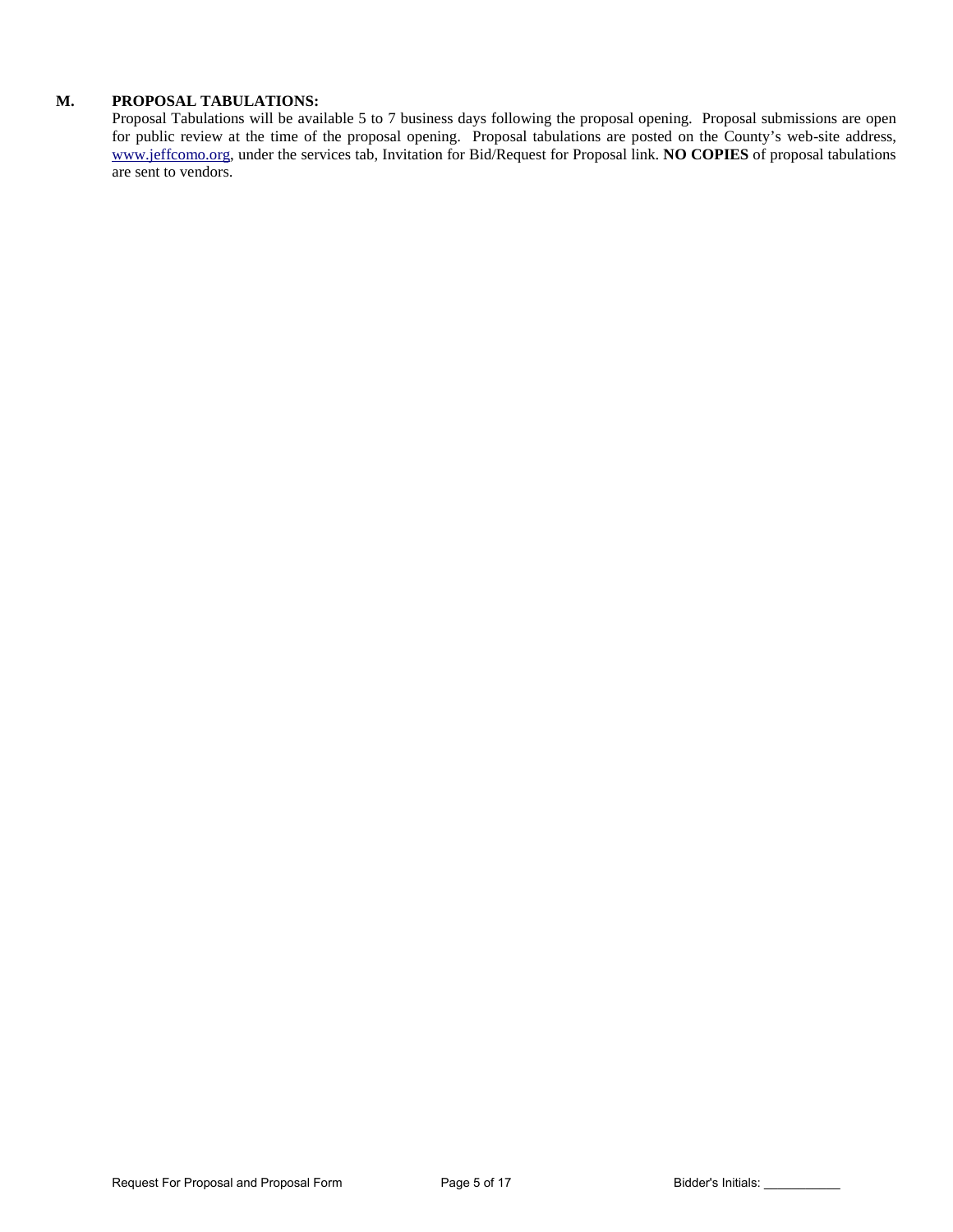**M. PROPOSAL TABULATIONS:**

Proposal Tabulations will be available 5 to 7 business days following the proposal opening. Proposal submissions are open for public review at the time of the proposal opening. Proposal tabulations are posted on the County's web-site address, [www.jeffcomo.org](http://www.jeffcomo.org), under the services tab, Invitation for Bid/Request for Proposal link. **NO COPIES** of proposal tabulations are sent to vendors.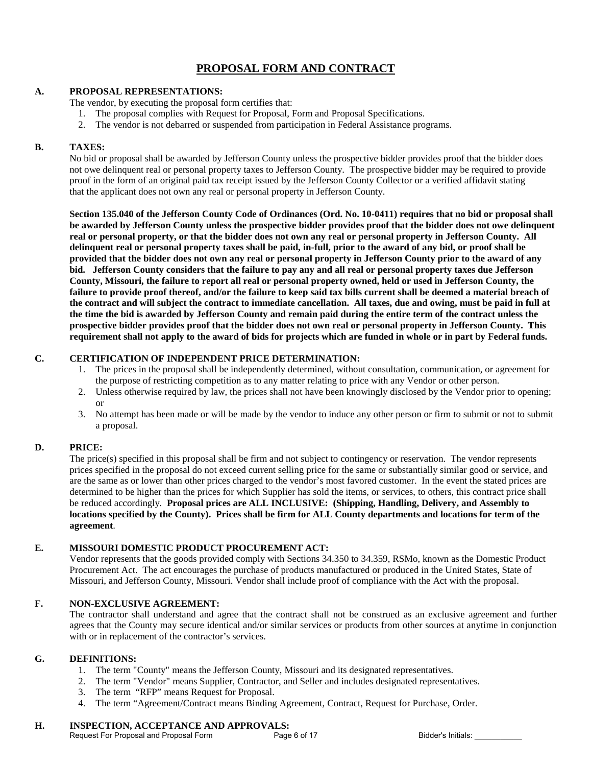# PROPOSAL FORM AND CONTRACT

## A. PROPOSAL REPRESENTATIONS:

The vendor, by executing the proposal form certifies that:

1. The proposal complies with Request for Proposal, Form and Proposal Specifications.
2. The vendor is not debarred or suspended from participation in Federal Assistance programs.

## B. TAXES:

No bid or proposal shall be awarded by Jefferson County unless the prospective bidder provides proof that the bidder does not owe delinquent real or personal property taxes to Jefferson County. The prospective bidder may be required to provide proof in the form of an original paid tax receipt issued by the Jefferson County Collector or a verified affidavit stating that the applicant does not own any real or personal property in Jefferson County.

**Section 135.040 of the Jefferson County Code of Ordinances (Ord. No. 10-0411) requires that no bid or proposal shall be awarded by Jefferson County unless the prospective bidder provides proof that the bidder does not owe delinquent real or personal property, or that the bidder does not own any real or personal property in Jefferson County. All delinquent real or personal property taxes shall be paid, in-full, prior to the award of any bid, or proof shall be provided that the bidder does not own any real or personal property in Jefferson County prior to the award of any bid. Jefferson County considers that the failure to pay any and all real or personal property taxes due Jefferson County, Missouri, the failure to report all real or personal property owned, held or used in Jefferson County, the failure to provide proof thereof, and/or the failure to keep said tax bills current shall be deemed a material breach of the contract and will subject the contract to immediate cancellation. All taxes, due and owing, must be paid in full at the time the bid is awarded by Jefferson County and remain paid during the entire term of the contract unless the prospective bidder provides proof that the bidder does not own real or personal property in Jefferson County. This requirement shall not apply to the award of bids for projects which are funded in whole or in part by Federal funds.**

## C. CERTIFICATION OF INDEPENDENT PRICE DETERMINATION:

1. The prices in the proposal shall be independently determined, without consultation, communication, or agreement for the purpose of restricting competition as to any matter relating to price with any Vendor or other person.
2. Unless otherwise required by law, the prices shall not have been knowingly disclosed by the Vendor prior to opening; or
3. No attempt has been made or will be made by the vendor to induce any other person or firm to submit or not to submit a proposal.

## D. PRICE:

The price(s) specified in this proposal shall be firm and not subject to contingency or reservation. The vendor represents prices specified in the proposal do not exceed current selling price for the same or substantially similar good or service, and are the same as or lower than other prices charged to the vendor's most favored customer. In the event the stated prices are determined to be higher than the prices for which Supplier has sold the items, or services, to others, this contract price shall be reduced accordingly. **Proposal prices are ALL INCLUSIVE: (Shipping, Handling, Delivery, and Assembly to locations specified by the County). Prices shall be firm for ALL County departments and locations for term of the agreement**.

## E. MISSOURI DOMESTIC PRODUCT PROCUREMENT ACT:

Vendor represents that the goods provided comply with Sections 34.350 to 34.359, RSMo, known as the Domestic Product Procurement Act. The act encourages the purchase of products manufactured or produced in the United States, State of Missouri, and Jefferson County, Missouri. Vendor shall include proof of compliance with the Act with the proposal.

## F. NON-EXCLUSIVE AGREEMENT:

The contractor shall understand and agree that the contract shall not be construed as an exclusive agreement and further agrees that the County may secure identical and/or similar services or products from other sources at anytime in conjunction with or in replacement of the contractor's services.

## G. DEFINITIONS:

1. The term "County" means the Jefferson County, Missouri and its designated representatives.
2. The term "Vendor" means Supplier, Contractor, and Seller and includes designated representatives.
3. The term "RFP" means Request for Proposal.
4. The term "Agreement/Contract means Binding Agreement, Contract, Request for Purchase, Order.

## H. INSPECTION, ACCEPTANCE AND APPROVALS:

Bidder's Initials: ___________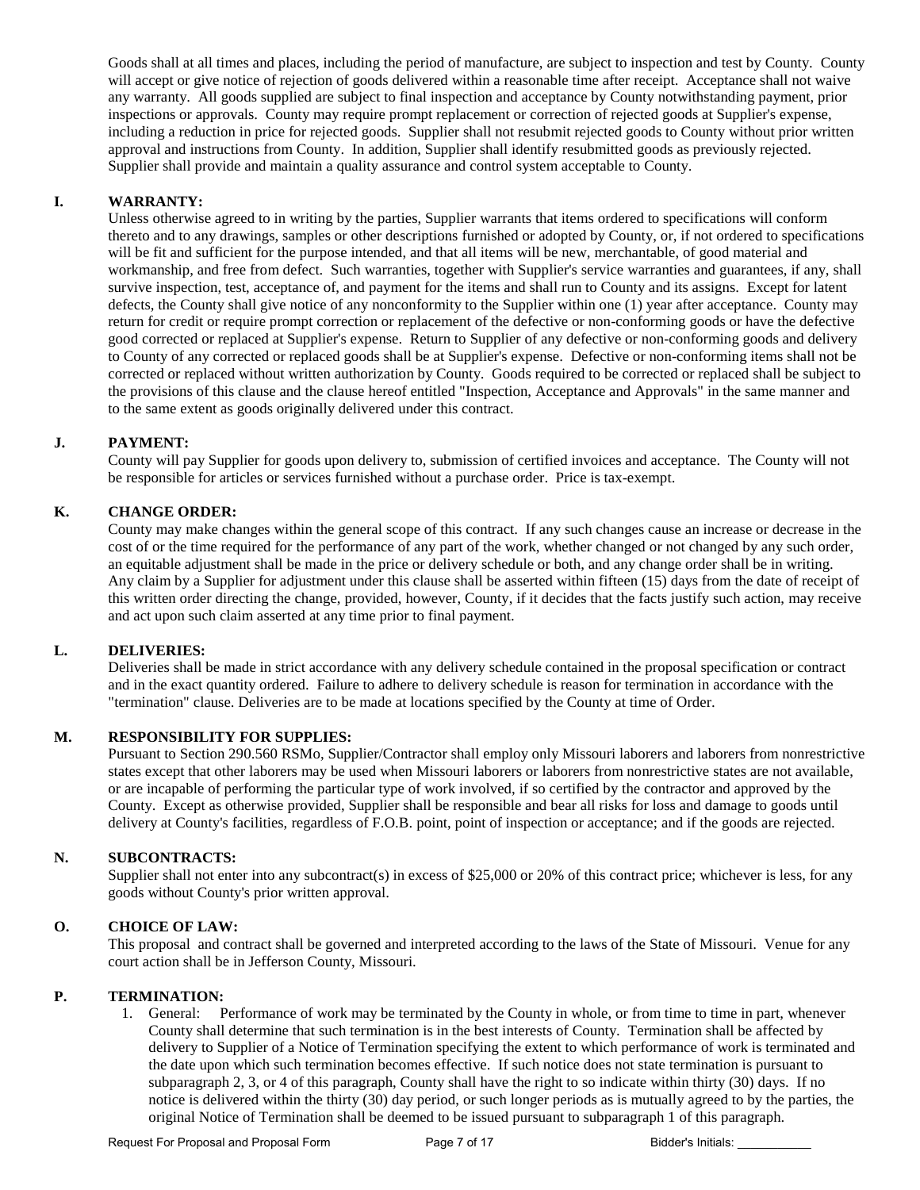Goods shall at all times and places, including the period of manufacture, are subject to inspection and test by County. County will accept or give notice of rejection of goods delivered within a reasonable time after receipt. Acceptance shall not waive any warranty. All goods supplied are subject to final inspection and acceptance by County notwithstanding payment, prior inspections or approvals. County may require prompt replacement or correction of rejected goods at Supplier's expense, including a reduction in price for rejected goods. Supplier shall not resubmit rejected goods to County without prior written approval and instructions from County. In addition, Supplier shall identify resubmitted goods as previously rejected. Supplier shall provide and maintain a quality assurance and control system acceptable to County.

**I. WARRANTY:**

Unless otherwise agreed to in writing by the parties, Supplier warrants that items ordered to specifications will conform thereto and to any drawings, samples or other descriptions furnished or adopted by County, or, if not ordered to specifications will be fit and sufficient for the purpose intended, and that all items will be new, merchantable, of good material and workmanship, and free from defect. Such warranties, together with Supplier's service warranties and guarantees, if any, shall survive inspection, test, acceptance of, and payment for the items and shall run to County and its assigns. Except for latent defects, the County shall give notice of any nonconformity to the Supplier within one (1) year after acceptance. County may return for credit or require prompt correction or replacement of the defective or non-conforming goods or have the defective good corrected or replaced at Supplier's expense. Return to Supplier of any defective or non-conforming goods and delivery to County of any corrected or replaced goods shall be at Supplier's expense. Defective or non-conforming items shall not be corrected or replaced without written authorization by County. Goods required to be corrected or replaced shall be subject to the provisions of this clause and the clause hereof entitled "Inspection, Acceptance and Approvals" in the same manner and to the same extent as goods originally delivered under this contract.

**J. PAYMENT:**

County will pay Supplier for goods upon delivery to, submission of certified invoices and acceptance. The County will not be responsible for articles or services furnished without a purchase order. Price is tax-exempt.

**K. CHANGE ORDER:**

County may make changes within the general scope of this contract. If any such changes cause an increase or decrease in the cost of or the time required for the performance of any part of the work, whether changed or not changed by any such order, an equitable adjustment shall be made in the price or delivery schedule or both, and any change order shall be in writing. Any claim by a Supplier for adjustment under this clause shall be asserted within fifteen (15) days from the date of receipt of this written order directing the change, provided, however, County, if it decides that the facts justify such action, may receive and act upon such claim asserted at any time prior to final payment.

**L. DELIVERIES:**

Deliveries shall be made in strict accordance with any delivery schedule contained in the proposal specification or contract and in the exact quantity ordered. Failure to adhere to delivery schedule is reason for termination in accordance with the "termination" clause. Deliveries are to be made at locations specified by the County at time of Order.

**M. RESPONSIBILITY FOR SUPPLIES:**

Pursuant to Section 290.560 RSMo, Supplier/Contractor shall employ only Missouri laborers and laborers from nonrestrictive states except that other laborers may be used when Missouri laborers or laborers from nonrestrictive states are not available, or are incapable of performing the particular type of work involved, if so certified by the contractor and approved by the County. Except as otherwise provided, Supplier shall be responsible and bear all risks for loss and damage to goods until delivery at County's facilities, regardless of F.O.B. point, point of inspection or acceptance; and if the goods are rejected.

**N. SUBCONTRACTS:**

Supplier shall not enter into any subcontract(s) in excess of $25,000 or 20% of this contract price; whichever is less, for any goods without County's prior written approval.

**O. CHOICE OF LAW:**

This proposal and contract shall be governed and interpreted according to the laws of the State of Missouri. Venue for any court action shall be in Jefferson County, Missouri.

**P. TERMINATION:**

1. General: Performance of work may be terminated by the County in whole, or from time to time in part, whenever County shall determine that such termination is in the best interests of County. Termination shall be affected by delivery to Supplier of a Notice of Termination specifying the extent to which performance of work is terminated and the date upon which such termination becomes effective. If such notice does not state termination is pursuant to subparagraph 2, 3, or 4 of this paragraph, County shall have the right to so indicate within thirty (30) days. If no notice is delivered within the thirty (30) day period, or such longer periods as is mutually agreed to by the parties, the original Notice of Termination shall be deemed to be issued pursuant to subparagraph 1 of this paragraph.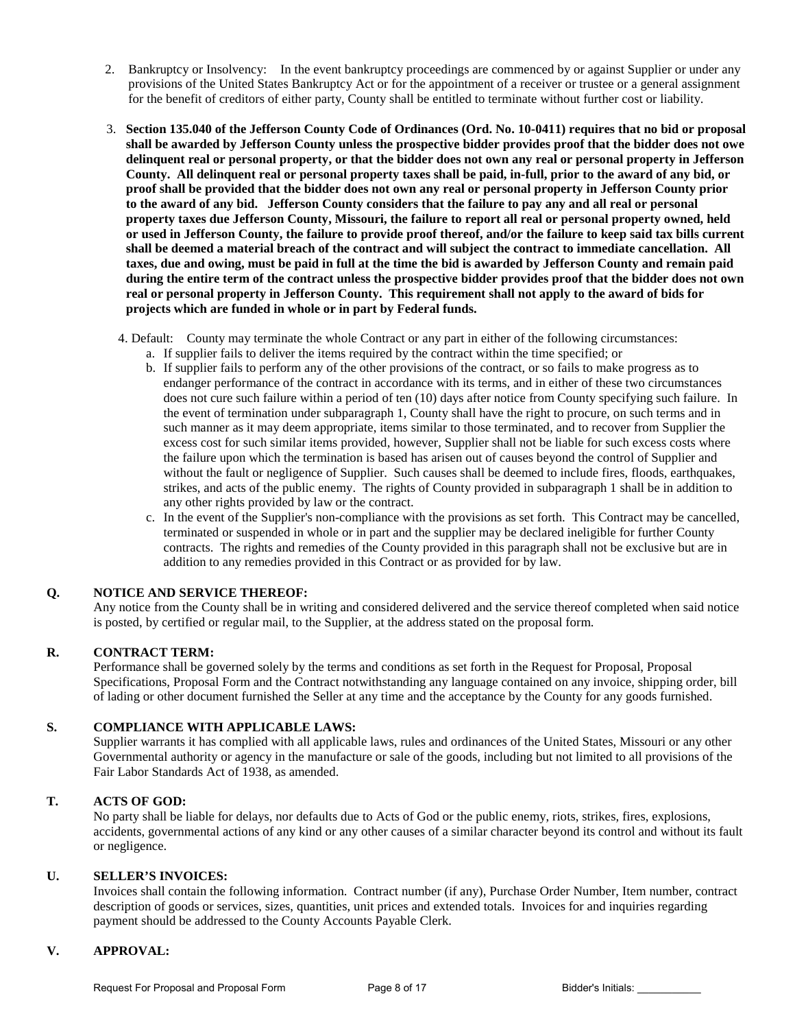2. Bankruptcy or Insolvency: In the event bankruptcy proceedings are commenced by or against Supplier or under any provisions of the United States Bankruptcy Act or for the appointment of a receiver or trustee or a general assignment for the benefit of creditors of either party, County shall be entitled to terminate without further cost or liability.

3. **Section 135.040 of the Jefferson County Code of Ordinances (Ord. No. 10-0411) requires that no bid or proposal shall be awarded by Jefferson County unless the prospective bidder provides proof that the bidder does not owe delinquent real or personal property, or that the bidder does not own any real or personal property in Jefferson County. All delinquent real or personal property taxes shall be paid, in-full, prior to the award of any bid, or proof shall be provided that the bidder does not own any real or personal property in Jefferson County prior to the award of any bid. Jefferson County considers that the failure to pay any and all real or personal property taxes due Jefferson County, Missouri, the failure to report all real or personal property owned, held or used in Jefferson County, the failure to provide proof thereof, and/or the failure to keep said tax bills current shall be deemed a material breach of the contract and will subject the contract to immediate cancellation. All taxes, due and owing, must be paid in full at the time the bid is awarded by Jefferson County and remain paid during the entire term of the contract unless the prospective bidder provides proof that the bidder does not own real or personal property in Jefferson County. This requirement shall not apply to the award of bids for projects which are funded in whole or in part by Federal funds.**

4. Default: County may terminate the whole Contract or any part in either of the following circumstances:
   a. If supplier fails to deliver the items required by the contract within the time specified; or
   b. If supplier fails to perform any of the other provisions of the contract, or so fails to make progress as to endanger performance of the contract in accordance with its terms, and in either of these two circumstances does not cure such failure within a period of ten (10) days after notice from County specifying such failure. In the event of termination under subparagraph 1, County shall have the right to procure, on such terms and in such manner as it may deem appropriate, items similar to those terminated, and to recover from Supplier the excess cost for such similar items provided, however, Supplier shall not be liable for such excess costs where the failure upon which the termination is based has arisen out of causes beyond the control of Supplier and without the fault or negligence of Supplier. Such causes shall be deemed to include fires, floods, earthquakes, strikes, and acts of the public enemy. The rights of County provided in subparagraph 1 shall be in addition to any other rights provided by law or the contract.
   c. In the event of the Supplier's non-compliance with the provisions as set forth. This Contract may be cancelled, terminated or suspended in whole or in part and the supplier may be declared ineligible for further County contracts. The rights and remedies of the County provided in this paragraph shall not be exclusive but are in addition to any remedies provided in this Contract or as provided for by law.

**Q. NOTICE AND SERVICE THEREOF:**

Any notice from the County shall be in writing and considered delivered and the service thereof completed when said notice is posted, by certified or regular mail, to the Supplier, at the address stated on the proposal form.

**R. CONTRACT TERM:**

Performance shall be governed solely by the terms and conditions as set forth in the Request for Proposal, Proposal Specifications, Proposal Form and the Contract notwithstanding any language contained on any invoice, shipping order, bill of lading or other document furnished the Seller at any time and the acceptance by the County for any goods furnished.

**S. COMPLIANCE WITH APPLICABLE LAWS:**

Supplier warrants it has complied with all applicable laws, rules and ordinances of the United States, Missouri or any other Governmental authority or agency in the manufacture or sale of the goods, including but not limited to all provisions of the Fair Labor Standards Act of 1938, as amended.

**T. ACTS OF GOD:**

No party shall be liable for delays, nor defaults due to Acts of God or the public enemy, riots, strikes, fires, explosions, accidents, governmental actions of any kind or any other causes of a similar character beyond its control and without its fault or negligence.

**U. SELLER'S INVOICES:**

Invoices shall contain the following information. Contract number (if any), Purchase Order Number, Item number, contract description of goods or services, sizes, quantities, unit prices and extended totals. Invoices for and inquiries regarding payment should be addressed to the County Accounts Payable Clerk.

**V. APPROVAL:**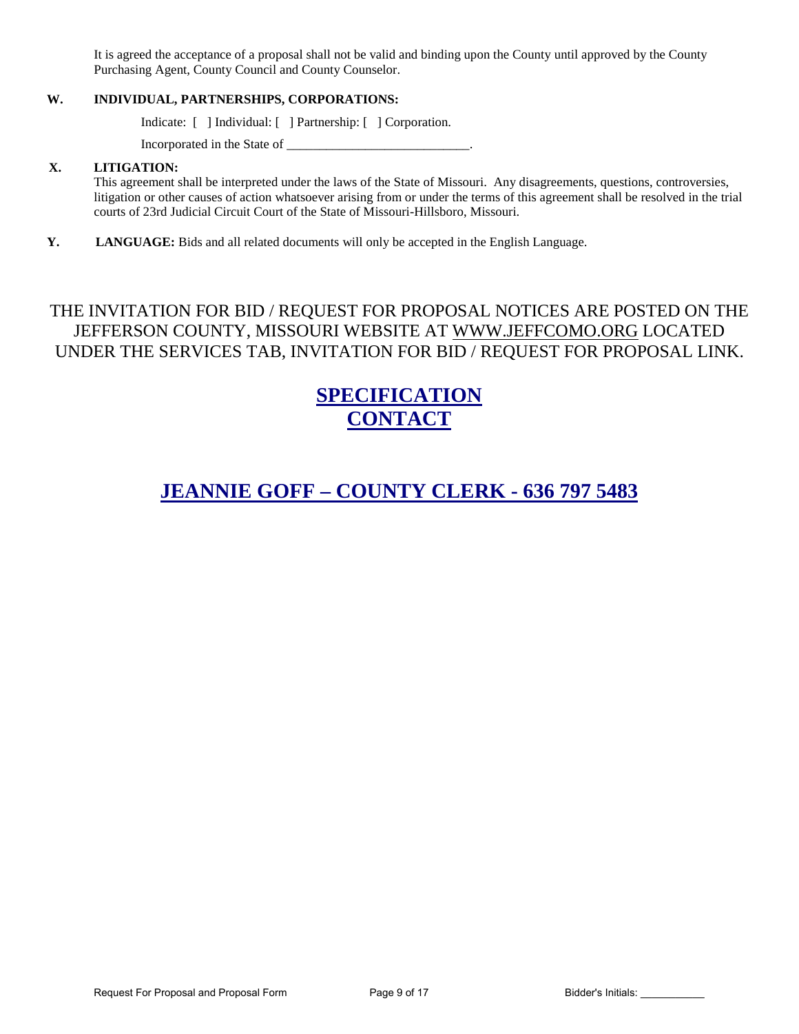It is agreed the acceptance of a proposal shall not be valid and binding upon the County until approved by the County Purchasing Agent, County Council and County Counselor.

**W. INDIVIDUAL, PARTNERSHIPS, CORPORATIONS:**

Indicate: [ ] Individual: [ ] Partnership: [ ] Corporation.

Incorporated in the State of ____________________________.

**X. LITIGATION:**

This agreement shall be interpreted under the laws of the State of Missouri. Any disagreements, questions, controversies, litigation or other causes of action whatsoever arising from or under the terms of this agreement shall be resolved in the trial courts of 23rd Judicial Circuit Court of the State of Missouri-Hillsboro, Missouri.

**Y. LANGUAGE:** Bids and all related documents will only be accepted in the English Language.

THE INVITATION FOR BID / REQUEST FOR PROPOSAL NOTICES ARE POSTED ON THE JEFFERSON COUNTY, MISSOURI WEBSITE AT WWW.JEFFCOMO.ORG LOCATED UNDER THE SERVICES TAB, INVITATION FOR BID / REQUEST FOR PROPOSAL LINK.

## SPECIFICATION CONTACT

## JEANNIE GOFF – COUNTY CLERK - 636 797 5483

Bidder's Initials: ___________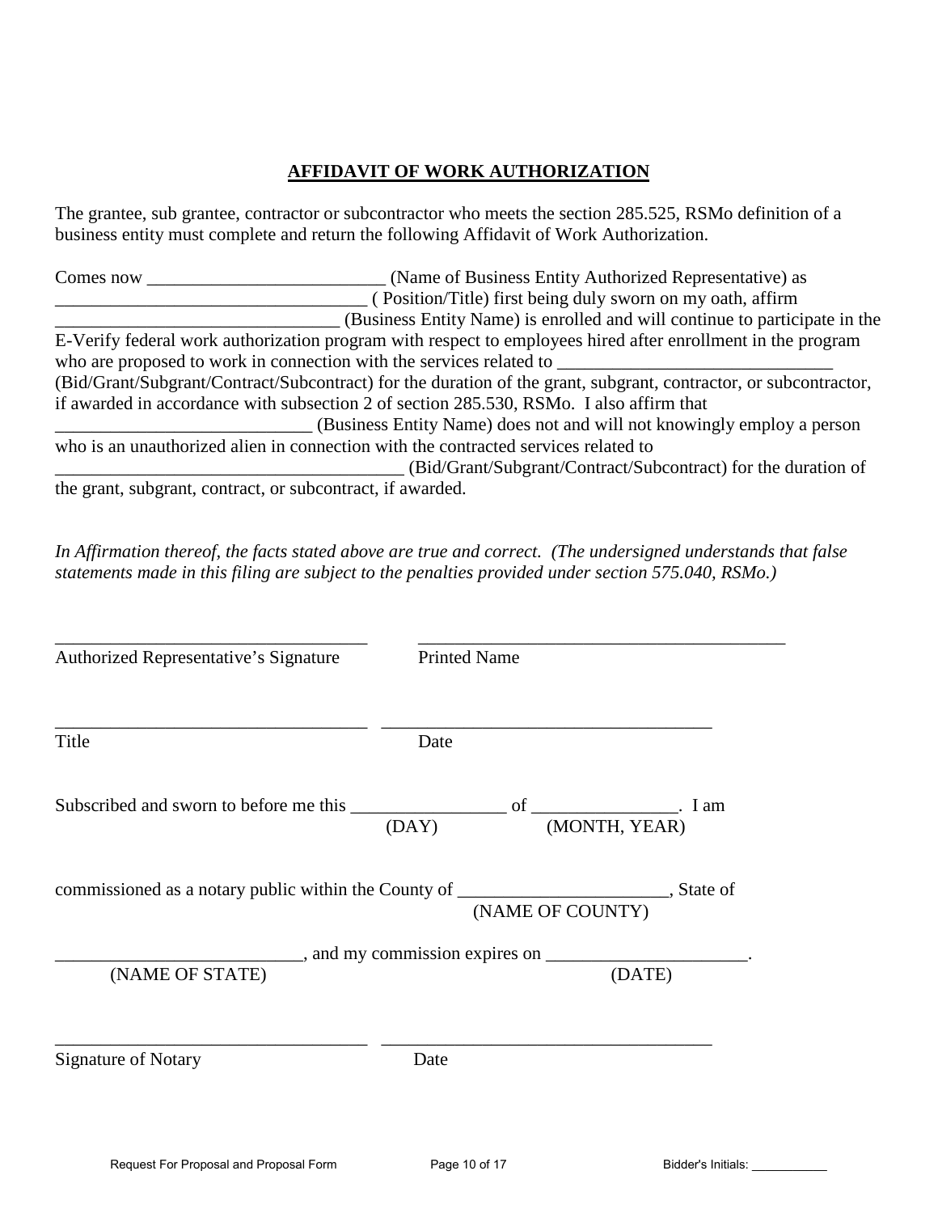## AFFIDAVIT OF WORK AUTHORIZATION

The grantee, sub grantee, contractor or subcontractor who meets the section 285.525, RSMo definition of a business entity must complete and return the following Affidavit of Work Authorization.

Comes now __________________________ (Name of Business Entity Authorized Representative) as _________________________________ ( Position/Title) first being duly sworn on my oath, affirm _______________________________ (Business Entity Name) is enrolled and will continue to participate in the E-Verify federal work authorization program with respect to employees hired after enrollment in the program who are proposed to work in connection with the services related to ______________________________ (Bid/Grant/Subgrant/Contract/Subcontract) for the duration of the grant, subgrant, contractor, or subcontractor, if awarded in accordance with subsection 2 of section 285.530, RSMo. I also affirm that ____________________________ (Business Entity Name) does not and will not knowingly employ a person who is an unauthorized alien in connection with the contracted services related to ______________________________________ (Bid/Grant/Subgrant/Contract/Subcontract) for the duration of the grant, subgrant, contract, or subcontract, if awarded.

*In Affirmation thereof, the facts stated above are true and correct. (The undersigned understands that false statements made in this filing are subject to the penalties provided under section 575.040, RSMo.)*

___________________________________ ___________________________________________

Authorized Representative's Signature Printed Name

___________________________________ _____________________________________

Title Date

Subscribed and sworn to before me this _________________ of ________________. I am
(DAY) (MONTH, YEAR)

commissioned as a notary public within the County of _______________________, State of
(NAME OF COUNTY)

__________________________, and my commission expires on ______________________.
(NAME OF STATE) (DATE)

___________________________________ _____________________________________

Signature of Notary Date

Bidder's Initials: ___________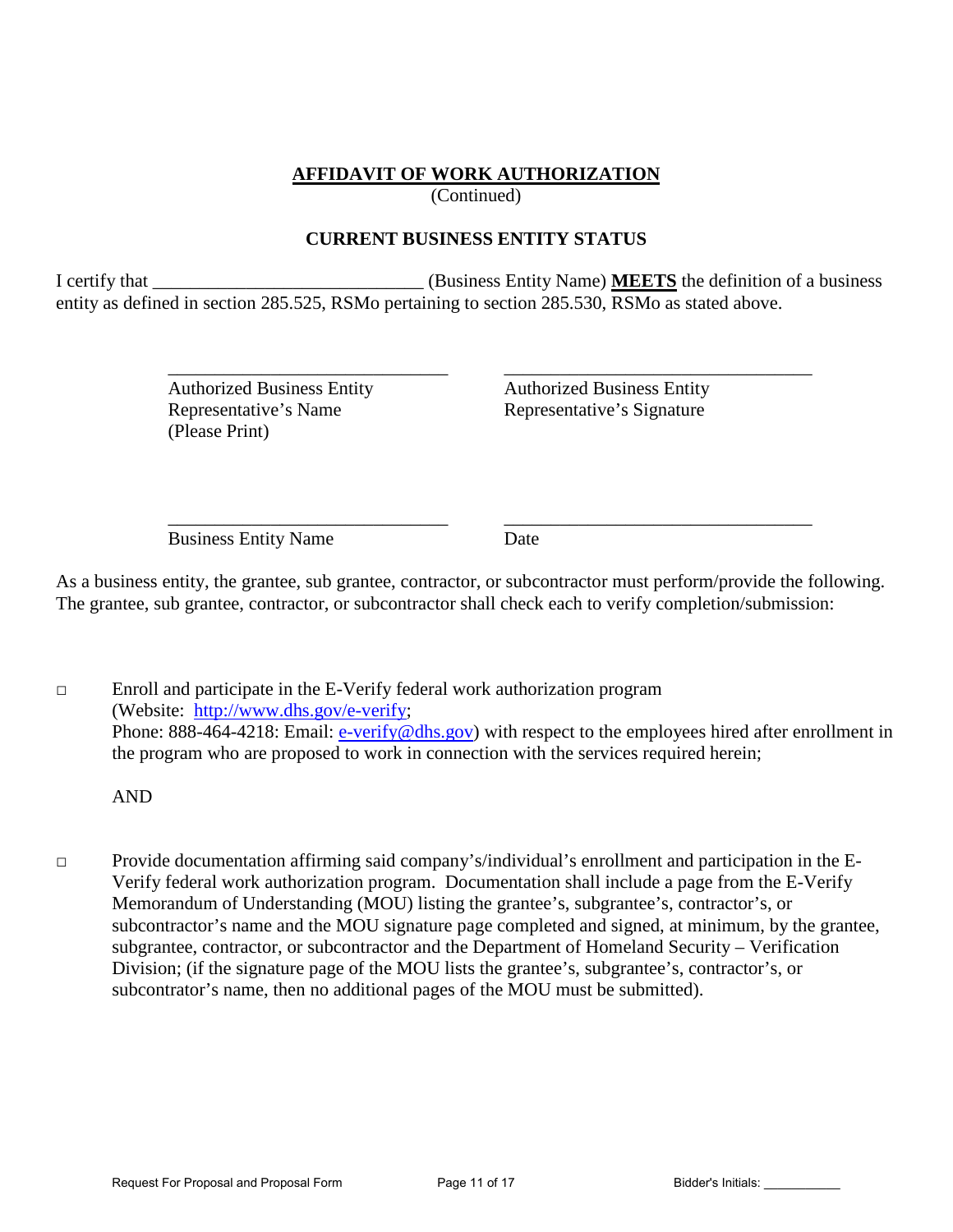## AFFIDAVIT OF WORK AUTHORIZATION

(Continued)

### CURRENT BUSINESS ENTITY STATUS

I certify that _____________________________ (Business Entity Name) **MEETS** the definition of a business entity as defined in section 285.525, RSMo pertaining to section 285.530, RSMo as stated above.

| _______________________________ | _________________________________ |
|---|---|
| Authorized Business Entity Representative's Name (Please Print) | Authorized Business Entity Representative's Signature |
| _______________________________ | _________________________________ |
| Business Entity Name | Date |

As a business entity, the grantee, sub grantee, contractor, or subcontractor must perform/provide the following. The grantee, sub grantee, contractor, or subcontractor shall check each to verify completion/submission:

□ Enroll and participate in the E-Verify federal work authorization program (Website: http://www.dhs.gov/e-verify; Phone: 888-464-4218: Email: e-verify@dhs.gov) with respect to the employees hired after enrollment in the program who are proposed to work in connection with the services required herein;

AND

□ Provide documentation affirming said company's/individual's enrollment and participation in the E-Verify federal work authorization program. Documentation shall include a page from the E-Verify Memorandum of Understanding (MOU) listing the grantee's, subgrantee's, contractor's, or subcontractor's name and the MOU signature page completed and signed, at minimum, by the grantee, subgrantee, contractor, or subcontractor and the Department of Homeland Security – Verification Division; (if the signature page of the MOU lists the grantee's, subgrantee's, contractor's, or subcontrator's name, then no additional pages of the MOU must be submitted).

Bidder's Initials: ___________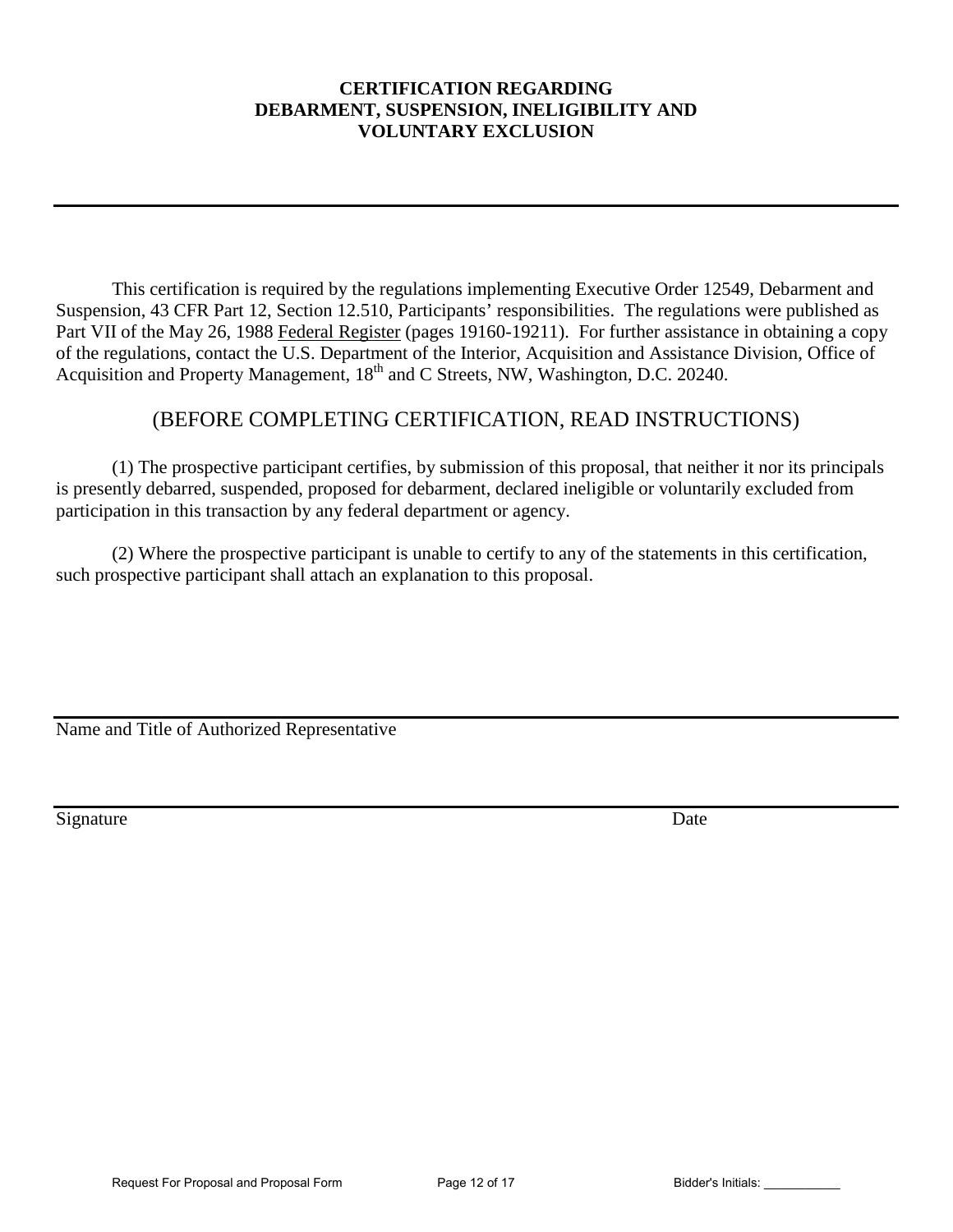# CERTIFICATION REGARDING DEBARMENT, SUSPENSION, INELIGIBILITY AND VOLUNTARY EXCLUSION

---

This certification is required by the regulations implementing Executive Order 12549, Debarment and Suspension, 43 CFR Part 12, Section 12.510, Participants' responsibilities. The regulations were published as Part VII of the May 26, 1988 Federal Register (pages 19160-19211). For further assistance in obtaining a copy of the regulations, contact the U.S. Department of the Interior, Acquisition and Assistance Division, Office of Acquisition and Property Management, 18th and C Streets, NW, Washington, D.C. 20240.

## (BEFORE COMPLETING CERTIFICATION, READ INSTRUCTIONS)

(1) The prospective participant certifies, by submission of this proposal, that neither it nor its principals is presently debarred, suspended, proposed for debarment, declared ineligible or voluntarily excluded from participation in this transaction by any federal department or agency.

(2) Where the prospective participant is unable to certify to any of the statements in this certification, such prospective participant shall attach an explanation to this proposal.

_______________________________________________

Name and Title of Authorized Representative

_______________________________________________

Signature                                                                                                                        Date

Bidder's Initials: ___________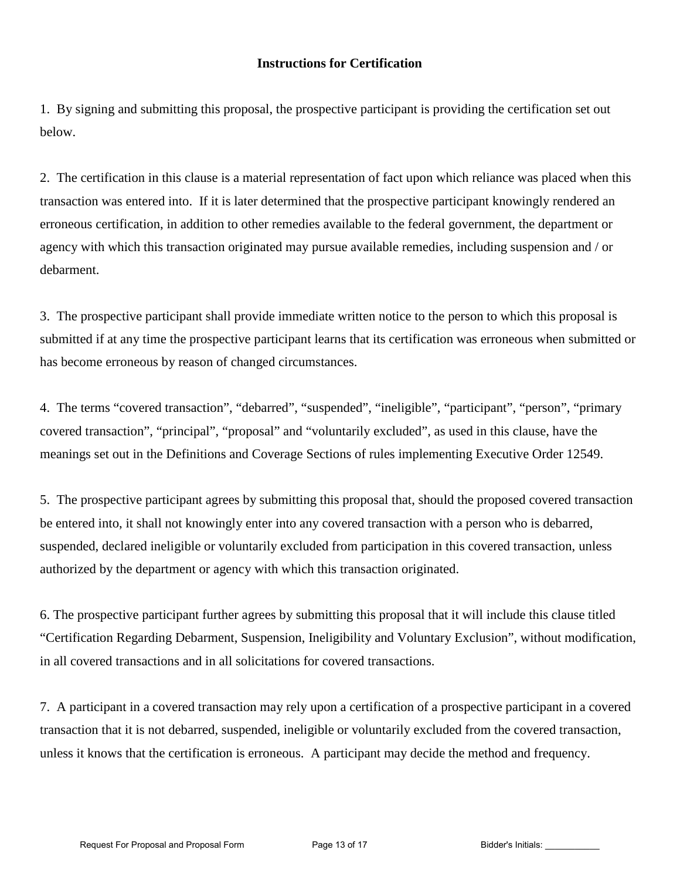## Instructions for Certification

1. By signing and submitting this proposal, the prospective participant is providing the certification set out below.

2. The certification in this clause is a material representation of fact upon which reliance was placed when this transaction was entered into. If it is later determined that the prospective participant knowingly rendered an erroneous certification, in addition to other remedies available to the federal government, the department or agency with which this transaction originated may pursue available remedies, including suspension and / or debarment.

3. The prospective participant shall provide immediate written notice to the person to which this proposal is submitted if at any time the prospective participant learns that its certification was erroneous when submitted or has become erroneous by reason of changed circumstances.

4. The terms "covered transaction", "debarred", "suspended", "ineligible", "participant", "person", "primary covered transaction", "principal", "proposal" and "voluntarily excluded", as used in this clause, have the meanings set out in the Definitions and Coverage Sections of rules implementing Executive Order 12549.

5. The prospective participant agrees by submitting this proposal that, should the proposed covered transaction be entered into, it shall not knowingly enter into any covered transaction with a person who is debarred, suspended, declared ineligible or voluntarily excluded from participation in this covered transaction, unless authorized by the department or agency with which this transaction originated.

6. The prospective participant further agrees by submitting this proposal that it will include this clause titled "Certification Regarding Debarment, Suspension, Ineligibility and Voluntary Exclusion", without modification, in all covered transactions and in all solicitations for covered transactions.

7. A participant in a covered transaction may rely upon a certification of a prospective participant in a covered transaction that it is not debarred, suspended, ineligible or voluntarily excluded from the covered transaction, unless it knows that the certification is erroneous. A participant may decide the method and frequency.

Bidder's Initials: ___________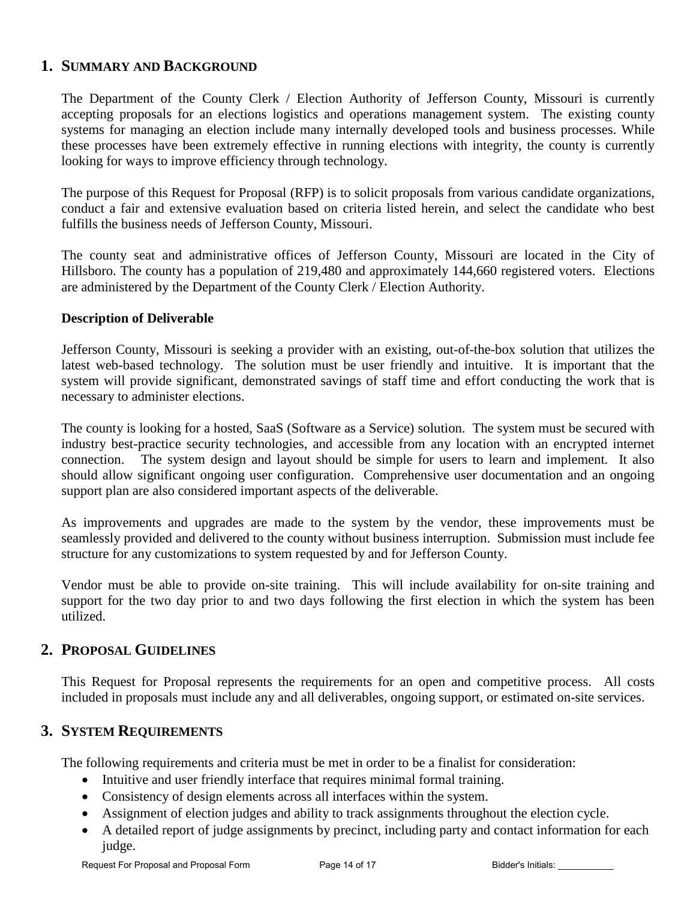## 1. Summary and Background

The Department of the County Clerk / Election Authority of Jefferson County, Missouri is currently accepting proposals for an elections logistics and operations management system. The existing county systems for managing an election include many internally developed tools and business processes. While these processes have been extremely effective in running elections with integrity, the county is currently looking for ways to improve efficiency through technology.

The purpose of this Request for Proposal (RFP) is to solicit proposals from various candidate organizations, conduct a fair and extensive evaluation based on criteria listed herein, and select the candidate who best fulfills the business needs of Jefferson County, Missouri.

The county seat and administrative offices of Jefferson County, Missouri are located in the City of Hillsboro. The county has a population of 219,480 and approximately 144,660 registered voters. Elections are administered by the Department of the County Clerk / Election Authority.

**Description of Deliverable**

Jefferson County, Missouri is seeking a provider with an existing, out-of-the-box solution that utilizes the latest web-based technology. The solution must be user friendly and intuitive. It is important that the system will provide significant, demonstrated savings of staff time and effort conducting the work that is necessary to administer elections.

The county is looking for a hosted, SaaS (Software as a Service) solution. The system must be secured with industry best-practice security technologies, and accessible from any location with an encrypted internet connection. The system design and layout should be simple for users to learn and implement. It also should allow significant ongoing user configuration. Comprehensive user documentation and an ongoing support plan are also considered important aspects of the deliverable.

As improvements and upgrades are made to the system by the vendor, these improvements must be seamlessly provided and delivered to the county without business interruption. Submission must include fee structure for any customizations to system requested by and for Jefferson County.

Vendor must be able to provide on-site training. This will include availability for on-site training and support for the two day prior to and two days following the first election in which the system has been utilized.

## 2. Proposal Guidelines

This Request for Proposal represents the requirements for an open and competitive process. All costs included in proposals must include any and all deliverables, ongoing support, or estimated on-site services.

## 3. System Requirements

The following requirements and criteria must be met in order to be a finalist for consideration:

- Intuitive and user friendly interface that requires minimal formal training.
- Consistency of design elements across all interfaces within the system.
- Assignment of election judges and ability to track assignments throughout the election cycle.
- A detailed report of judge assignments by precinct, including party and contact information for each judge.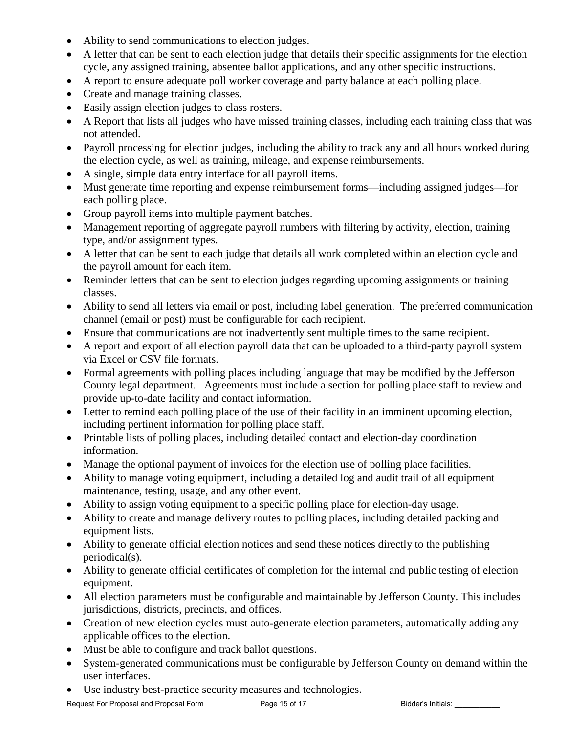- Ability to send communications to election judges.
- A letter that can be sent to each election judge that details their specific assignments for the election cycle, any assigned training, absentee ballot applications, and any other specific instructions.
- A report to ensure adequate poll worker coverage and party balance at each polling place.
- Create and manage training classes.
- Easily assign election judges to class rosters.
- A Report that lists all judges who have missed training classes, including each training class that was not attended.
- Payroll processing for election judges, including the ability to track any and all hours worked during the election cycle, as well as training, mileage, and expense reimbursements.
- A single, simple data entry interface for all payroll items.
- Must generate time reporting and expense reimbursement forms—including assigned judges—for each polling place.
- Group payroll items into multiple payment batches.
- Management reporting of aggregate payroll numbers with filtering by activity, election, training type, and/or assignment types.
- A letter that can be sent to each judge that details all work completed within an election cycle and the payroll amount for each item.
- Reminder letters that can be sent to election judges regarding upcoming assignments or training classes.
- Ability to send all letters via email or post, including label generation. The preferred communication channel (email or post) must be configurable for each recipient.
- Ensure that communications are not inadvertently sent multiple times to the same recipient.
- A report and export of all election payroll data that can be uploaded to a third-party payroll system via Excel or CSV file formats.
- Formal agreements with polling places including language that may be modified by the Jefferson County legal department. Agreements must include a section for polling place staff to review and provide up-to-date facility and contact information.
- Letter to remind each polling place of the use of their facility in an imminent upcoming election, including pertinent information for polling place staff.
- Printable lists of polling places, including detailed contact and election-day coordination information.
- Manage the optional payment of invoices for the election use of polling place facilities.
- Ability to manage voting equipment, including a detailed log and audit trail of all equipment maintenance, testing, usage, and any other event.
- Ability to assign voting equipment to a specific polling place for election-day usage.
- Ability to create and manage delivery routes to polling places, including detailed packing and equipment lists.
- Ability to generate official election notices and send these notices directly to the publishing periodical(s).
- Ability to generate official certificates of completion for the internal and public testing of election equipment.
- All election parameters must be configurable and maintainable by Jefferson County. This includes jurisdictions, districts, precincts, and offices.
- Creation of new election cycles must auto-generate election parameters, automatically adding any applicable offices to the election.
- Must be able to configure and track ballot questions.
- System-generated communications must be configurable by Jefferson County on demand within the user interfaces.
- Use industry best-practice security measures and technologies.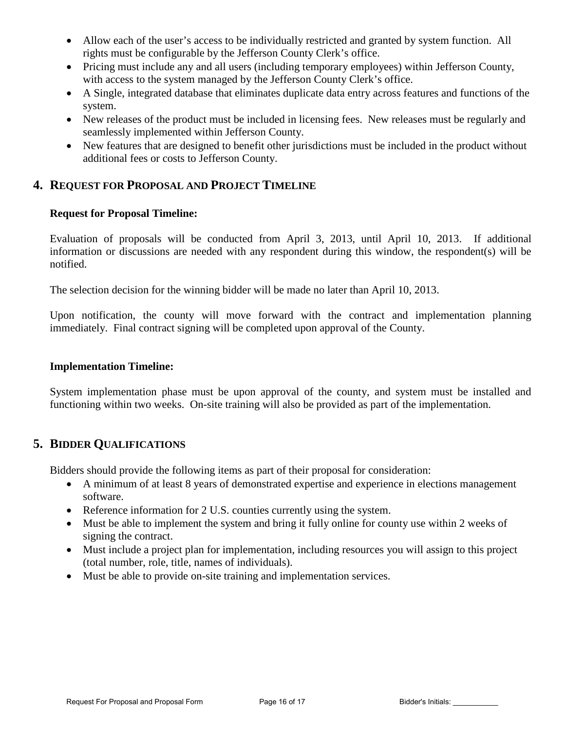- Allow each of the user's access to be individually restricted and granted by system function. All rights must be configurable by the Jefferson County Clerk's office.
- Pricing must include any and all users (including temporary employees) within Jefferson County, with access to the system managed by the Jefferson County Clerk's office.
- A Single, integrated database that eliminates duplicate data entry across features and functions of the system.
- New releases of the product must be included in licensing fees. New releases must be regularly and seamlessly implemented within Jefferson County.
- New features that are designed to benefit other jurisdictions must be included in the product without additional fees or costs to Jefferson County.

## 4. REQUEST FOR PROPOSAL AND PROJECT TIMELINE

**Request for Proposal Timeline:**

Evaluation of proposals will be conducted from April 3, 2013, until April 10, 2013. If additional information or discussions are needed with any respondent during this window, the respondent(s) will be notified.

The selection decision for the winning bidder will be made no later than April 10, 2013.

Upon notification, the county will move forward with the contract and implementation planning immediately. Final contract signing will be completed upon approval of the County.

**Implementation Timeline:**

System implementation phase must be upon approval of the county, and system must be installed and functioning within two weeks. On-site training will also be provided as part of the implementation.

## 5. BIDDER QUALIFICATIONS

Bidders should provide the following items as part of their proposal for consideration:

- A minimum of at least 8 years of demonstrated expertise and experience in elections management software.
- Reference information for 2 U.S. counties currently using the system.
- Must be able to implement the system and bring it fully online for county use within 2 weeks of signing the contract.
- Must include a project plan for implementation, including resources you will assign to this project (total number, role, title, names of individuals).
- Must be able to provide on-site training and implementation services.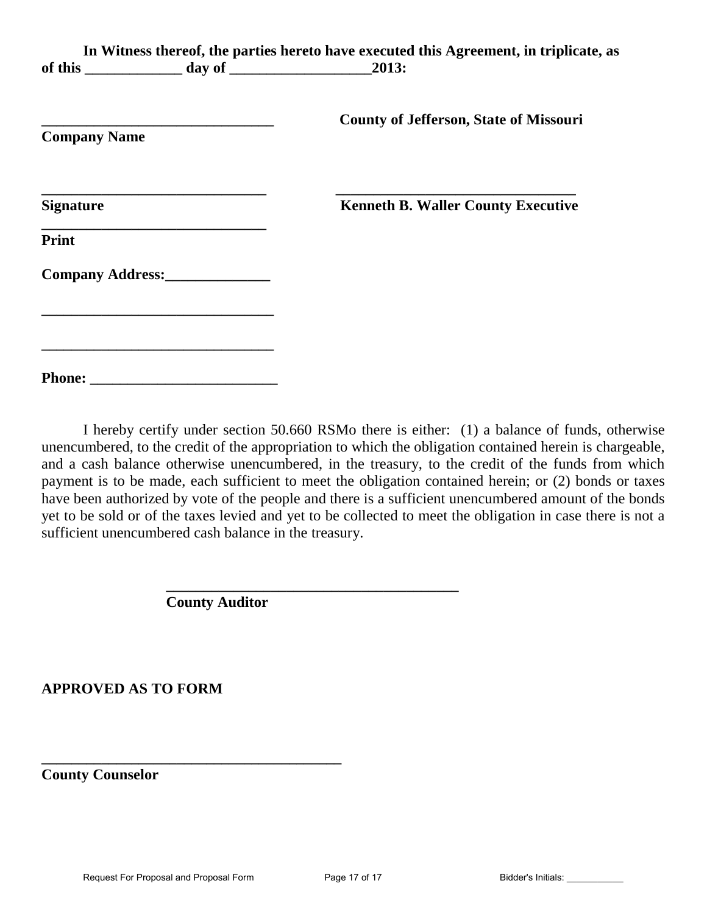**In Witness thereof, the parties hereto have executed this Agreement, in triplicate, as of this _____________ day of ___________________2013:**

| | |
|---|---|
| _______________________________ | **County of Jefferson, State of Missouri** |
| **Company Name** | |
| _______________________________ | _______________________________ |
| **Signature** | **Kenneth B. Waller County Executive** |
| _______________________________ | |
| **Print** | |

**Company Address:______________**

_______________________________

_______________________________

**Phone: _________________________**

I hereby certify under section 50.660 RSMo there is either: (1) a balance of funds, otherwise unencumbered, to the credit of the appropriation to which the obligation contained herein is chargeable, and a cash balance otherwise unencumbered, in the treasury, to the credit of the funds from which payment is to be made, each sufficient to meet the obligation contained herein; or (2) bonds or taxes have been authorized by vote of the people and there is a sufficient unencumbered amount of the bonds yet to be sold or of the taxes levied and yet to be collected to meet the obligation in case there is not a sufficient unencumbered cash balance in the treasury.

_______________________________________

**County Auditor**

**APPROVED AS TO FORM**

_________________________________________

**County Counselor**

Bidder's Initials: ___________